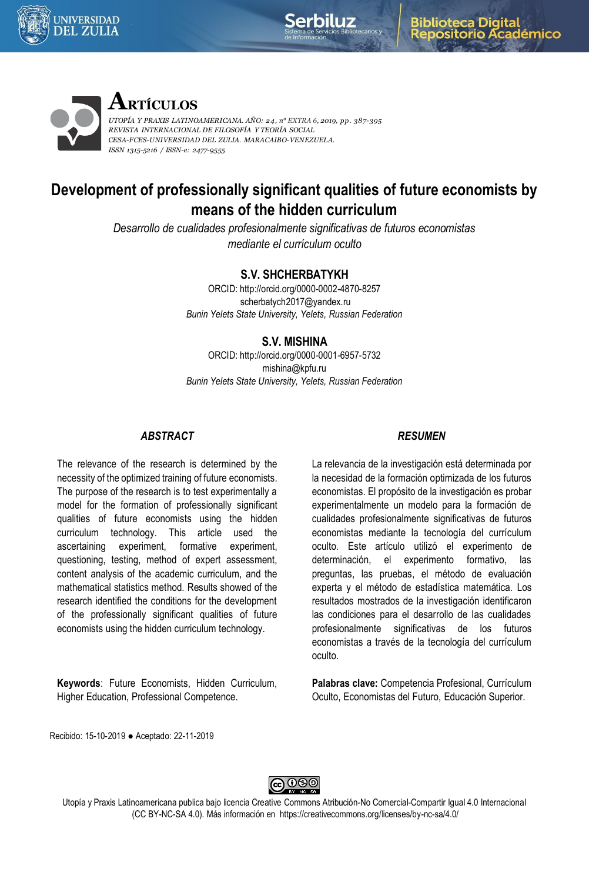# Development of professionally significant qualities of future economists by means of the hidden curriculum

*Desarrollo de cualidades profesionalmente significativas de futuros economistas mediante el currículum oculto*

**S.V. SHCHERBATYKH**
ORCID: http://orcid.org/0000-0002-4870-8257
scherbatych2017@yandex.ru
*Bunin Yelets State University, Yelets, Russian Federation*

**S.V. MISHINA**
ORCID: http://orcid.org/0000-0001-6957-5732
mishina@kpfu.ru
*Bunin Yelets State University, Yelets, Russian Federation*

### *ABSTRACT*

The relevance of the research is determined by the necessity of the optimized training of future economists. The purpose of the research is to test experimentally a model for the formation of professionally significant qualities of future economists using the hidden curriculum technology. This article used the ascertaining experiment, formative experiment, questioning, testing, method of expert assessment, content analysis of the academic curriculum, and the mathematical statistics method. Results showed of the research identified the conditions for the development of the professionally significant qualities of future economists using the hidden curriculum technology.

**Keywords**: Future Economists, Hidden Curriculum, Higher Education, Professional Competence.

### *RESUMEN*

La relevancia de la investigación está determinada por la necesidad de la formación optimizada de los futuros economistas. El propósito de la investigación es probar experimentalmente un modelo para la formación de cualidades profesionalmente significativas de futuros economistas mediante la tecnología del currículum oculto. Este artículo utilizó el experimento de determinación, el experimento formativo, las preguntas, las pruebas, el método de evaluación experta y el método de estadística matemática. Los resultados mostrados de la investigación identificaron las condiciones para el desarrollo de las cualidades profesionalmente significativas de los futuros economistas a través de la tecnología del currículum oculto.

**Palabras clave:** Competencia Profesional, Currículum Oculto, Economistas del Futuro, Educación Superior.

Recibido: 15-10-2019 ● Aceptado: 22-11-2019

Utopía y Praxis Latinoamericana publica bajo licencia Creative Commons Atribución-No Comercial-Compartir Igual 4.0 Internacional (CC BY-NC-SA 4.0). Más información en https://creativecommons.org/licenses/by-nc-sa/4.0/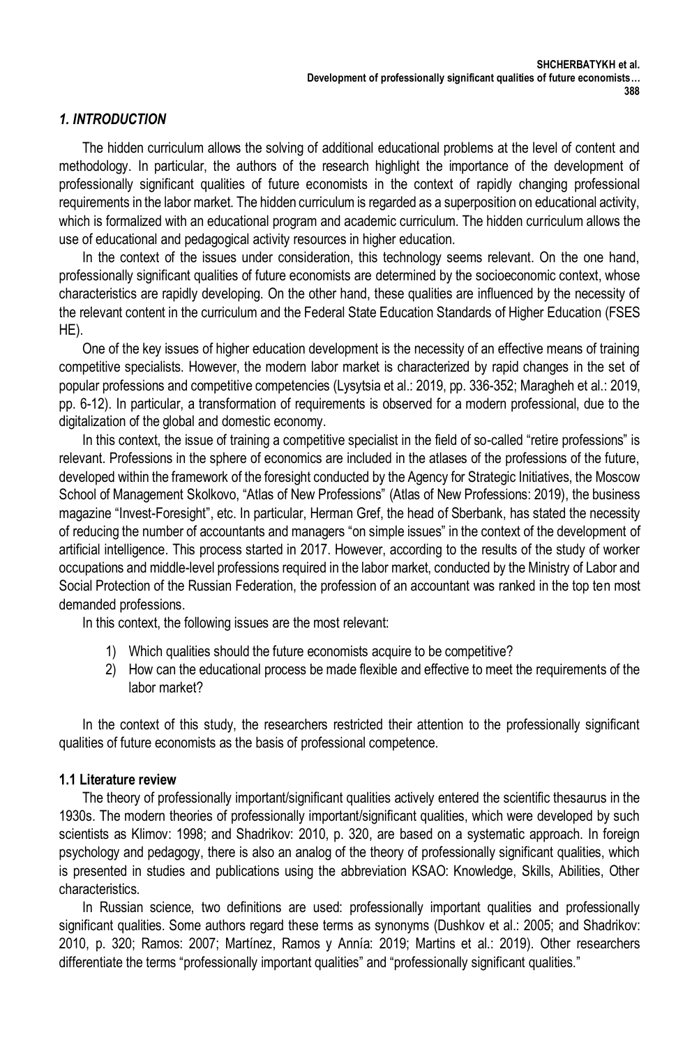## *1. INTRODUCTION*

The hidden curriculum allows the solving of additional educational problems at the level of content and methodology. In particular, the authors of the research highlight the importance of the development of professionally significant qualities of future economists in the context of rapidly changing professional requirements in the labor market. The hidden curriculum is regarded as a superposition on educational activity, which is formalized with an educational program and academic curriculum. The hidden curriculum allows the use of educational and pedagogical activity resources in higher education.

In the context of the issues under consideration, this technology seems relevant. On the one hand, professionally significant qualities of future economists are determined by the socioeconomic context, whose characteristics are rapidly developing. On the other hand, these qualities are influenced by the necessity of the relevant content in the curriculum and the Federal State Education Standards of Higher Education (FSES HE).

One of the key issues of higher education development is the necessity of an effective means of training competitive specialists. However, the modern labor market is characterized by rapid changes in the set of popular professions and competitive competencies (Lysytsia et al.: 2019, pp. 336-352; Maragheh et al.: 2019, pp. 6-12). In particular, a transformation of requirements is observed for a modern professional, due to the digitalization of the global and domestic economy.

In this context, the issue of training a competitive specialist in the field of so-called "retire professions" is relevant. Professions in the sphere of economics are included in the atlases of the professions of the future, developed within the framework of the foresight conducted by the Agency for Strategic Initiatives, the Moscow School of Management Skolkovo, "Atlas of New Professions" (Atlas of New Professions: 2019), the business magazine "Invest-Foresight", etc. In particular, Herman Gref, the head of Sberbank, has stated the necessity of reducing the number of accountants and managers "on simple issues" in the context of the development of artificial intelligence. This process started in 2017. However, according to the results of the study of worker occupations and middle-level professions required in the labor market, conducted by the Ministry of Labor and Social Protection of the Russian Federation, the profession of an accountant was ranked in the top ten most demanded professions.

In this context, the following issues are the most relevant:

1) Which qualities should the future economists acquire to be competitive?
2) How can the educational process be made flexible and effective to meet the requirements of the labor market?

In the context of this study, the researchers restricted their attention to the professionally significant qualities of future economists as the basis of professional competence.

### 1.1 Literature review

The theory of professionally important/significant qualities actively entered the scientific thesaurus in the 1930s. The modern theories of professionally important/significant qualities, which were developed by such scientists as Klimov: 1998; and Shadrikov: 2010, p. 320, are based on a systematic approach. In foreign psychology and pedagogy, there is also an analog of the theory of professionally significant qualities, which is presented in studies and publications using the abbreviation KSAO: Knowledge, Skills, Abilities, Other characteristics.

In Russian science, two definitions are used: professionally important qualities and professionally significant qualities. Some authors regard these terms as synonyms (Dushkov et al.: 2005; and Shadrikov: 2010, p. 320; Ramos: 2007; Martínez, Ramos y Annía: 2019; Martins et al.: 2019). Other researchers differentiate the terms "professionally important qualities" and "professionally significant qualities."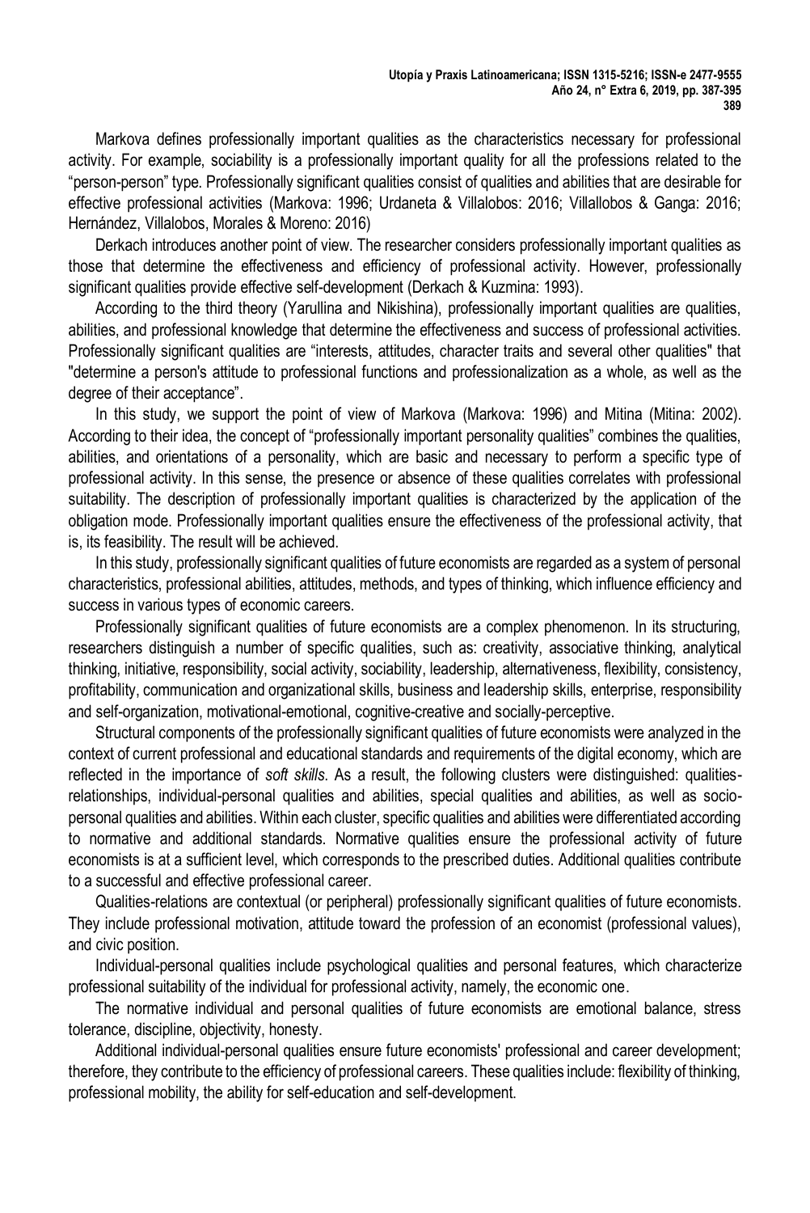Markova defines professionally important qualities as the characteristics necessary for professional activity. For example, sociability is a professionally important quality for all the professions related to the "person-person" type. Professionally significant qualities consist of qualities and abilities that are desirable for effective professional activities (Markova: 1996; Urdaneta & Villalobos: 2016; Villallobos & Ganga: 2016; Hernández, Villalobos, Morales & Moreno: 2016)

Derkach introduces another point of view. The researcher considers professionally important qualities as those that determine the effectiveness and efficiency of professional activity. However, professionally significant qualities provide effective self-development (Derkach & Kuzmina: 1993).

According to the third theory (Yarullina and Nikishina), professionally important qualities are qualities, abilities, and professional knowledge that determine the effectiveness and success of professional activities. Professionally significant qualities are "interests, attitudes, character traits and several other qualities" that "determine a person's attitude to professional functions and professionalization as a whole, as well as the degree of their acceptance".

In this study, we support the point of view of Markova (Markova: 1996) and Mitina (Mitina: 2002). According to their idea, the concept of "professionally important personality qualities" combines the qualities, abilities, and orientations of a personality, which are basic and necessary to perform a specific type of professional activity. In this sense, the presence or absence of these qualities correlates with professional suitability. The description of professionally important qualities is characterized by the application of the obligation mode. Professionally important qualities ensure the effectiveness of the professional activity, that is, its feasibility. The result will be achieved.

In this study, professionally significant qualities of future economists are regarded as a system of personal characteristics, professional abilities, attitudes, methods, and types of thinking, which influence efficiency and success in various types of economic careers.

Professionally significant qualities of future economists are a complex phenomenon. In its structuring, researchers distinguish a number of specific qualities, such as: creativity, associative thinking, analytical thinking, initiative, responsibility, social activity, sociability, leadership, alternativeness, flexibility, consistency, profitability, communication and organizational skills, business and leadership skills, enterprise, responsibility and self-organization, motivational-emotional, cognitive-creative and socially-perceptive.

Structural components of the professionally significant qualities of future economists were analyzed in the context of current professional and educational standards and requirements of the digital economy, which are reflected in the importance of *soft skills*. As a result, the following clusters were distinguished: qualities-relationships, individual-personal qualities and abilities, special qualities and abilities, as well as socio-personal qualities and abilities. Within each cluster, specific qualities and abilities were differentiated according to normative and additional standards. Normative qualities ensure the professional activity of future economists is at a sufficient level, which corresponds to the prescribed duties. Additional qualities contribute to a successful and effective professional career.

Qualities-relations are contextual (or peripheral) professionally significant qualities of future economists. They include professional motivation, attitude toward the profession of an economist (professional values), and civic position.

Individual-personal qualities include psychological qualities and personal features, which characterize professional suitability of the individual for professional activity, namely, the economic one.

The normative individual and personal qualities of future economists are emotional balance, stress tolerance, discipline, objectivity, honesty.

Additional individual-personal qualities ensure future economists' professional and career development; therefore, they contribute to the efficiency of professional careers. These qualities include: flexibility of thinking, professional mobility, the ability for self-education and self-development.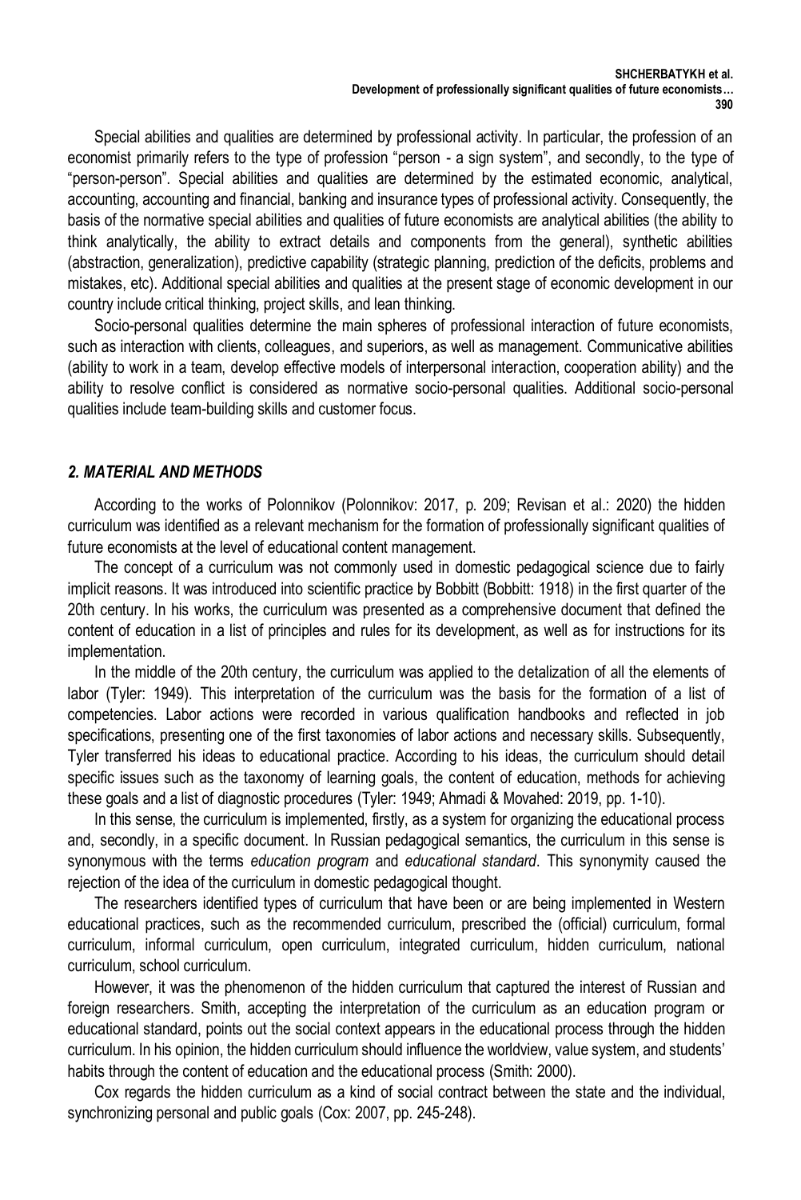Special abilities and qualities are determined by professional activity. In particular, the profession of an economist primarily refers to the type of profession "person - a sign system", and secondly, to the type of "person-person". Special abilities and qualities are determined by the estimated economic, analytical, accounting, accounting and financial, banking and insurance types of professional activity. Consequently, the basis of the normative special abilities and qualities of future economists are analytical abilities (the ability to think analytically, the ability to extract details and components from the general), synthetic abilities (abstraction, generalization), predictive capability (strategic planning, prediction of the deficits, problems and mistakes, etc). Additional special abilities and qualities at the present stage of economic development in our country include critical thinking, project skills, and lean thinking.

Socio-personal qualities determine the main spheres of professional interaction of future economists, such as interaction with clients, colleagues, and superiors, as well as management. Communicative abilities (ability to work in a team, develop effective models of interpersonal interaction, cooperation ability) and the ability to resolve conflict is considered as normative socio-personal qualities. Additional socio-personal qualities include team-building skills and customer focus.

## *2. MATERIAL AND METHODS*

According to the works of Polonnikov (Polonnikov: 2017, p. 209; Revisan et al.: 2020) the hidden curriculum was identified as a relevant mechanism for the formation of professionally significant qualities of future economists at the level of educational content management.

The concept of a curriculum was not commonly used in domestic pedagogical science due to fairly implicit reasons. It was introduced into scientific practice by Bobbitt (Bobbitt: 1918) in the first quarter of the 20th century. In his works, the curriculum was presented as a comprehensive document that defined the content of education in a list of principles and rules for its development, as well as for instructions for its implementation.

In the middle of the 20th century, the curriculum was applied to the detalization of all the elements of labor (Tyler: 1949). This interpretation of the curriculum was the basis for the formation of a list of competencies. Labor actions were recorded in various qualification handbooks and reflected in job specifications, presenting one of the first taxonomies of labor actions and necessary skills. Subsequently, Tyler transferred his ideas to educational practice. According to his ideas, the curriculum should detail specific issues such as the taxonomy of learning goals, the content of education, methods for achieving these goals and a list of diagnostic procedures (Tyler: 1949; Ahmadi & Movahed: 2019, pp. 1-10).

In this sense, the curriculum is implemented, firstly, as a system for organizing the educational process and, secondly, in a specific document. In Russian pedagogical semantics, the curriculum in this sense is synonymous with the terms *education program* and *educational standard*. This synonymity caused the rejection of the idea of the curriculum in domestic pedagogical thought.

The researchers identified types of curriculum that have been or are being implemented in Western educational practices, such as the recommended curriculum, prescribed the (official) curriculum, formal curriculum, informal curriculum, open curriculum, integrated curriculum, hidden curriculum, national curriculum, school curriculum.

However, it was the phenomenon of the hidden curriculum that captured the interest of Russian and foreign researchers. Smith, accepting the interpretation of the curriculum as an education program or educational standard, points out the social context appears in the educational process through the hidden curriculum. In his opinion, the hidden curriculum should influence the worldview, value system, and students' habits through the content of education and the educational process (Smith: 2000).

Cox regards the hidden curriculum as a kind of social contract between the state and the individual, synchronizing personal and public goals (Cox: 2007, pp. 245-248).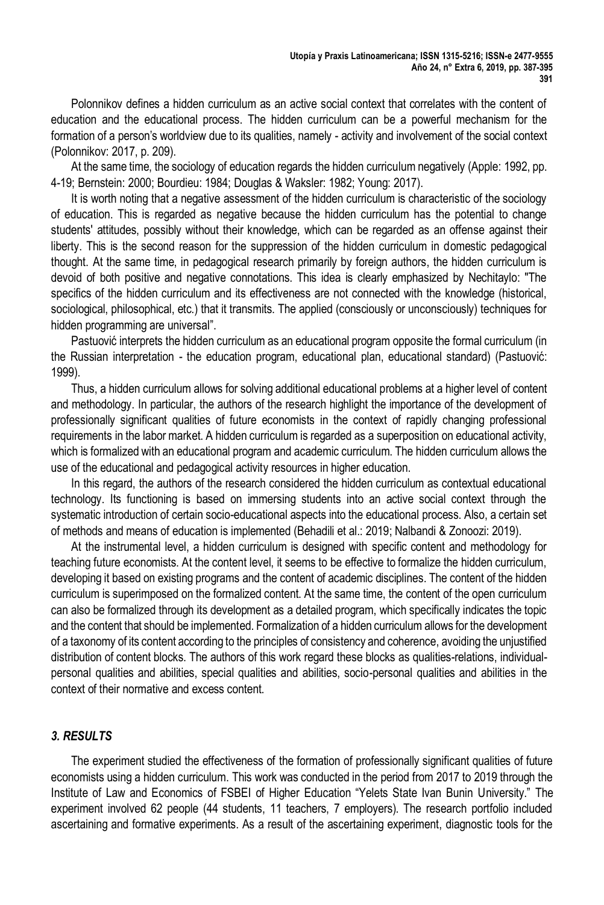Polonnikov defines a hidden curriculum as an active social context that correlates with the content of education and the educational process. The hidden curriculum can be a powerful mechanism for the formation of a person's worldview due to its qualities, namely - activity and involvement of the social context (Polonnikov: 2017, p. 209).

At the same time, the sociology of education regards the hidden curriculum negatively (Apple: 1992, pp. 4-19; Bernstein: 2000; Bourdieu: 1984; Douglas & Waksler: 1982; Young: 2017).

It is worth noting that a negative assessment of the hidden curriculum is characteristic of the sociology of education. This is regarded as negative because the hidden curriculum has the potential to change students' attitudes, possibly without their knowledge, which can be regarded as an offense against their liberty. This is the second reason for the suppression of the hidden curriculum in domestic pedagogical thought. At the same time, in pedagogical research primarily by foreign authors, the hidden curriculum is devoid of both positive and negative connotations. This idea is clearly emphasized by Nechitaylo: "The specifics of the hidden curriculum and its effectiveness are not connected with the knowledge (historical, sociological, philosophical, etc.) that it transmits. The applied (consciously or unconsciously) techniques for hidden programming are universal".

Pastuović interprets the hidden curriculum as an educational program opposite the formal curriculum (in the Russian interpretation - the education program, educational plan, educational standard) (Pastuović: 1999).

Thus, a hidden curriculum allows for solving additional educational problems at a higher level of content and methodology. In particular, the authors of the research highlight the importance of the development of professionally significant qualities of future economists in the context of rapidly changing professional requirements in the labor market. A hidden curriculum is regarded as a superposition on educational activity, which is formalized with an educational program and academic curriculum. The hidden curriculum allows the use of the educational and pedagogical activity resources in higher education.

In this regard, the authors of the research considered the hidden curriculum as contextual educational technology. Its functioning is based on immersing students into an active social context through the systematic introduction of certain socio-educational aspects into the educational process. Also, a certain set of methods and means of education is implemented (Behadili et al.: 2019; Nalbandi & Zonoozi: 2019).

At the instrumental level, a hidden curriculum is designed with specific content and methodology for teaching future economists. At the content level, it seems to be effective to formalize the hidden curriculum, developing it based on existing programs and the content of academic disciplines. The content of the hidden curriculum is superimposed on the formalized content. At the same time, the content of the open curriculum can also be formalized through its development as a detailed program, which specifically indicates the topic and the content that should be implemented. Formalization of a hidden curriculum allows for the development of a taxonomy of its content according to the principles of consistency and coherence, avoiding the unjustified distribution of content blocks. The authors of this work regard these blocks as qualities-relations, individual-personal qualities and abilities, special qualities and abilities, socio-personal qualities and abilities in the context of their normative and excess content.

## *3. RESULTS*

The experiment studied the effectiveness of the formation of professionally significant qualities of future economists using a hidden curriculum. This work was conducted in the period from 2017 to 2019 through the Institute of Law and Economics of FSBEI of Higher Education "Yelets State Ivan Bunin University." The experiment involved 62 people (44 students, 11 teachers, 7 employers). The research portfolio included ascertaining and formative experiments. As a result of the ascertaining experiment, diagnostic tools for the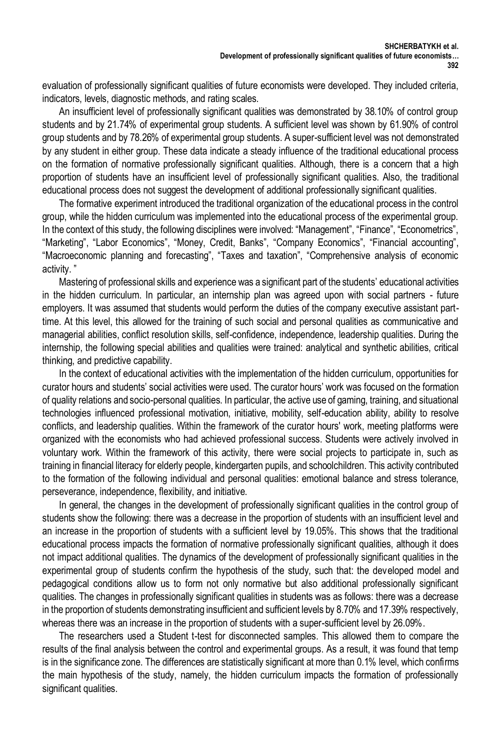evaluation of professionally significant qualities of future economists were developed. They included criteria, indicators, levels, diagnostic methods, and rating scales.

An insufficient level of professionally significant qualities was demonstrated by 38.10% of control group students and by 21.74% of experimental group students. A sufficient level was shown by 61.90% of control group students and by 78.26% of experimental group students. A super-sufficient level was not demonstrated by any student in either group. These data indicate a steady influence of the traditional educational process on the formation of normative professionally significant qualities. Although, there is a concern that a high proportion of students have an insufficient level of professionally significant qualities. Also, the traditional educational process does not suggest the development of additional professionally significant qualities.

The formative experiment introduced the traditional organization of the educational process in the control group, while the hidden curriculum was implemented into the educational process of the experimental group. In the context of this study, the following disciplines were involved: "Management", "Finance", "Econometrics", "Marketing", "Labor Economics", "Money, Credit, Banks", "Company Economics", "Financial accounting", "Macroeconomic planning and forecasting", "Taxes and taxation", "Comprehensive analysis of economic activity. "

Mastering of professional skills and experience was a significant part of the students' educational activities in the hidden curriculum. In particular, an internship plan was agreed upon with social partners - future employers. It was assumed that students would perform the duties of the company executive assistant part-time. At this level, this allowed for the training of such social and personal qualities as communicative and managerial abilities, conflict resolution skills, self-confidence, independence, leadership qualities. During the internship, the following special abilities and qualities were trained: analytical and synthetic abilities, critical thinking, and predictive capability.

In the context of educational activities with the implementation of the hidden curriculum, opportunities for curator hours and students' social activities were used. The curator hours' work was focused on the formation of quality relations and socio-personal qualities. In particular, the active use of gaming, training, and situational technologies influenced professional motivation, initiative, mobility, self-education ability, ability to resolve conflicts, and leadership qualities. Within the framework of the curator hours' work, meeting platforms were organized with the economists who had achieved professional success. Students were actively involved in voluntary work. Within the framework of this activity, there were social projects to participate in, such as training in financial literacy for elderly people, kindergarten pupils, and schoolchildren. This activity contributed to the formation of the following individual and personal qualities: emotional balance and stress tolerance, perseverance, independence, flexibility, and initiative.

In general, the changes in the development of professionally significant qualities in the control group of students show the following: there was a decrease in the proportion of students with an insufficient level and an increase in the proportion of students with a sufficient level by 19.05%. This shows that the traditional educational process impacts the formation of normative professionally significant qualities, although it does not impact additional qualities. The dynamics of the development of professionally significant qualities in the experimental group of students confirm the hypothesis of the study, such that: the developed model and pedagogical conditions allow us to form not only normative but also additional professionally significant qualities. The changes in professionally significant qualities in students was as follows: there was a decrease in the proportion of students demonstrating insufficient and sufficient levels by 8.70% and 17.39% respectively, whereas there was an increase in the proportion of students with a super-sufficient level by 26.09%.

The researchers used a Student t-test for disconnected samples. This allowed them to compare the results of the final analysis between the control and experimental groups. As a result, it was found that temp is in the significance zone. The differences are statistically significant at more than 0.1% level, which confirms the main hypothesis of the study, namely, the hidden curriculum impacts the formation of professionally significant qualities.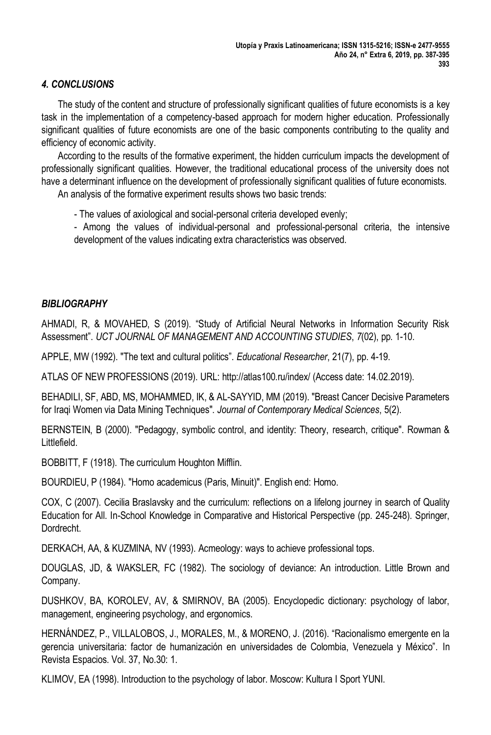### *4. CONCLUSIONS*

The study of the content and structure of professionally significant qualities of future economists is a key task in the implementation of a competency-based approach for modern higher education. Professionally significant qualities of future economists are one of the basic components contributing to the quality and efficiency of economic activity.

According to the results of the formative experiment, the hidden curriculum impacts the development of professionally significant qualities. However, the traditional educational process of the university does not have a determinant influence on the development of professionally significant qualities of future economists.

An analysis of the formative experiment results shows two basic trends:

- The values of axiological and social-personal criteria developed evenly;
- Among the values of individual-personal and professional-personal criteria, the intensive development of the values indicating extra characteristics was observed.

### *BIBLIOGRAPHY*

AHMADI, R, & MOVAHED, S (2019). "Study of Artificial Neural Networks in Information Security Risk Assessment". *UCT JOURNAL OF MANAGEMENT AND ACCOUNTING STUDIES*, *7*(02), pp. 1-10.

APPLE, MW (1992). "The text and cultural politics". *Educational Researcher*, 21(7), pp. 4-19.

ATLAS OF NEW PROFESSIONS (2019). URL: http://atlas100.ru/index/ (Access date: 14.02.2019).

BEHADILI, SF, ABD, MS, MOHAMMED, IK, & AL-SAYYID, MM (2019). "Breast Cancer Decisive Parameters for Iraqi Women via Data Mining Techniques". *Journal of Contemporary Medical Sciences*, 5(2).

BERNSTEIN, B (2000). "Pedagogy, symbolic control, and identity: Theory, research, critique". Rowman & Littlefield.

BOBBITT, F (1918). The curriculum Houghton Mifflin.

BOURDIEU, P (1984). "Homo academicus (Paris, Minuit)". English end: Homo.

COX, C (2007). Cecilia Braslavsky and the curriculum: reflections on a lifelong journey in search of Quality Education for All. In-School Knowledge in Comparative and Historical Perspective (pp. 245-248). Springer, Dordrecht.

DERKACH, AA, & KUZMINA, NV (1993). Acmeology: ways to achieve professional tops.

DOUGLAS, JD, & WAKSLER, FC (1982). The sociology of deviance: An introduction. Little Brown and Company.

DUSHKOV, BA, KOROLEV, AV, & SMIRNOV, BA (2005). Encyclopedic dictionary: psychology of labor, management, engineering psychology, and ergonomics.

HERNÁNDEZ, P., VILLALOBOS, J., MORALES, M., & MORENO, J. (2016). "Racionalismo emergente en la gerencia universitaria: factor de humanización en universidades de Colombia, Venezuela y México". In Revista Espacios. Vol. 37, No.30: 1.

KLIMOV, EA (1998). Introduction to the psychology of labor. Moscow: Kultura I Sport YUNI.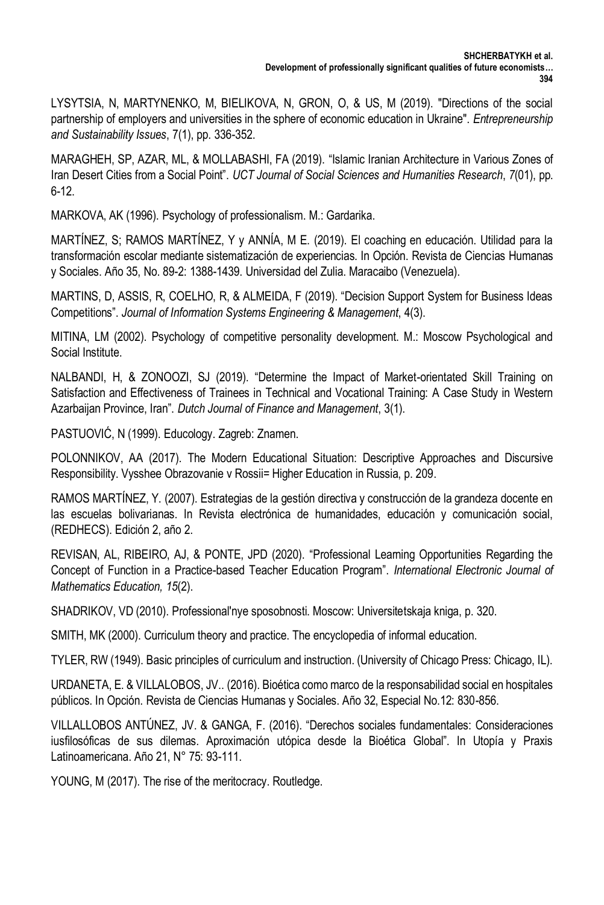LYSYTSIA, N, MARTYNENKO, M, BIELIKOVA, N, GRON, O, & US, M (2019). "Directions of the social partnership of employers and universities in the sphere of economic education in Ukraine". *Entrepreneurship and Sustainability Issues*, 7(1), pp. 336-352.

MARAGHEH, SP, AZAR, ML, & MOLLABASHI, FA (2019). "Islamic Iranian Architecture in Various Zones of Iran Desert Cities from a Social Point". *UCT Journal of Social Sciences and Humanities Research*, *7*(01), pp. 6-12.

MARKOVA, AK (1996). Psychology of professionalism. M.: Gardarika.

MARTÍNEZ, S; RAMOS MARTÍNEZ, Y y ANNÍA, M E. (2019). El coaching en educación. Utilidad para la transformación escolar mediante sistematización de experiencias. In Opción. Revista de Ciencias Humanas y Sociales. Año 35, No. 89-2: 1388-1439. Universidad del Zulia. Maracaibo (Venezuela).

MARTINS, D, ASSIS, R, COELHO, R, & ALMEIDA, F (2019). "Decision Support System for Business Ideas Competitions". *Journal of Information Systems Engineering & Management*, 4(3).

MITINA, LM (2002). Psychology of competitive personality development. M.: Moscow Psychological and Social Institute.

NALBANDI, H, & ZONOOZI, SJ (2019). "Determine the Impact of Market-orientated Skill Training on Satisfaction and Effectiveness of Trainees in Technical and Vocational Training: A Case Study in Western Azarbaijan Province, Iran". *Dutch Journal of Finance and Management*, 3(1).

PASTUOVIĆ, N (1999). Educology. Zagreb: Znamen.

POLONNIKOV, AA (2017). The Modern Educational Situation: Descriptive Approaches and Discursive Responsibility. Vysshee Obrazovanie v Rossii= Higher Education in Russia, p. 209.

RAMOS MARTÍNEZ, Y. (2007). Estrategias de la gestión directiva y construcción de la grandeza docente en las escuelas bolivarianas. In Revista electrónica de humanidades, educación y comunicación social, (REDHECS). Edición 2, año 2.

REVISAN, AL, RIBEIRO, AJ, & PONTE, JPD (2020). "Professional Learning Opportunities Regarding the Concept of Function in a Practice-based Teacher Education Program". *International Electronic Journal of Mathematics Education, 15*(2).

SHADRIKOV, VD (2010). Professional'nye sposobnosti. Moscow: Universitetskaja kniga, p. 320.

SMITH, MK (2000). Curriculum theory and practice. The encyclopedia of informal education.

TYLER, RW (1949). Basic principles of curriculum and instruction. (University of Chicago Press: Chicago, IL).

URDANETA, E. & VILLALOBOS, JV.. (2016). Bioética como marco de la responsabilidad social en hospitales públicos. In Opción. Revista de Ciencias Humanas y Sociales. Año 32, Especial No.12: 830-856.

VILLALLOBOS ANTÚNEZ, JV. & GANGA, F. (2016). "Derechos sociales fundamentales: Consideraciones iusfilosóficas de sus dilemas. Aproximación utópica desde la Bioética Global". In Utopía y Praxis Latinoamericana. Año 21, N° 75: 93-111.

YOUNG, M (2017). The rise of the meritocracy. Routledge.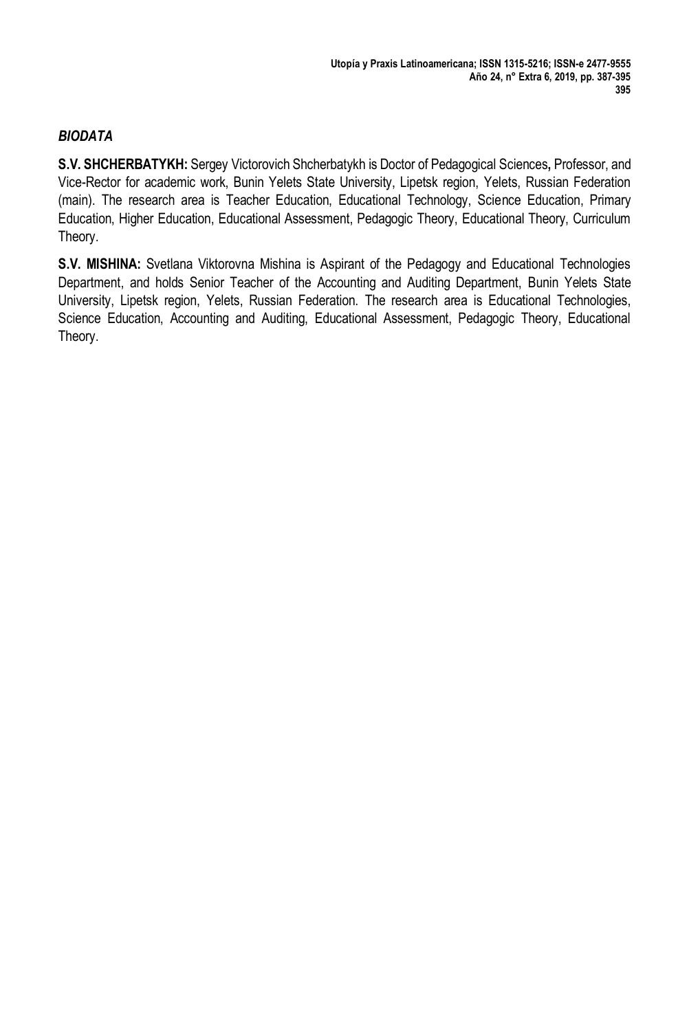### *BIODATA*

**S.V. SHCHERBATYKH:** Sergey Victorovich Shcherbatykh is Doctor of Pedagogical Sciences**,** Professor, and Vice-Rector for academic work, Bunin Yelets State University, Lipetsk region, Yelets, Russian Federation (main). The research area is Teacher Education, Educational Technology, Science Education, Primary Education, Higher Education, Educational Assessment, Pedagogic Theory, Educational Theory, Curriculum Theory.

**S.V. MISHINA:** Svetlana Viktorovna Mishina is Aspirant of the Pedagogy and Educational Technologies Department, and holds Senior Teacher of the Accounting and Auditing Department, Bunin Yelets State University, Lipetsk region, Yelets, Russian Federation. The research area is Educational Technologies, Science Education, Accounting and Auditing, Educational Assessment, Pedagogic Theory, Educational Theory.